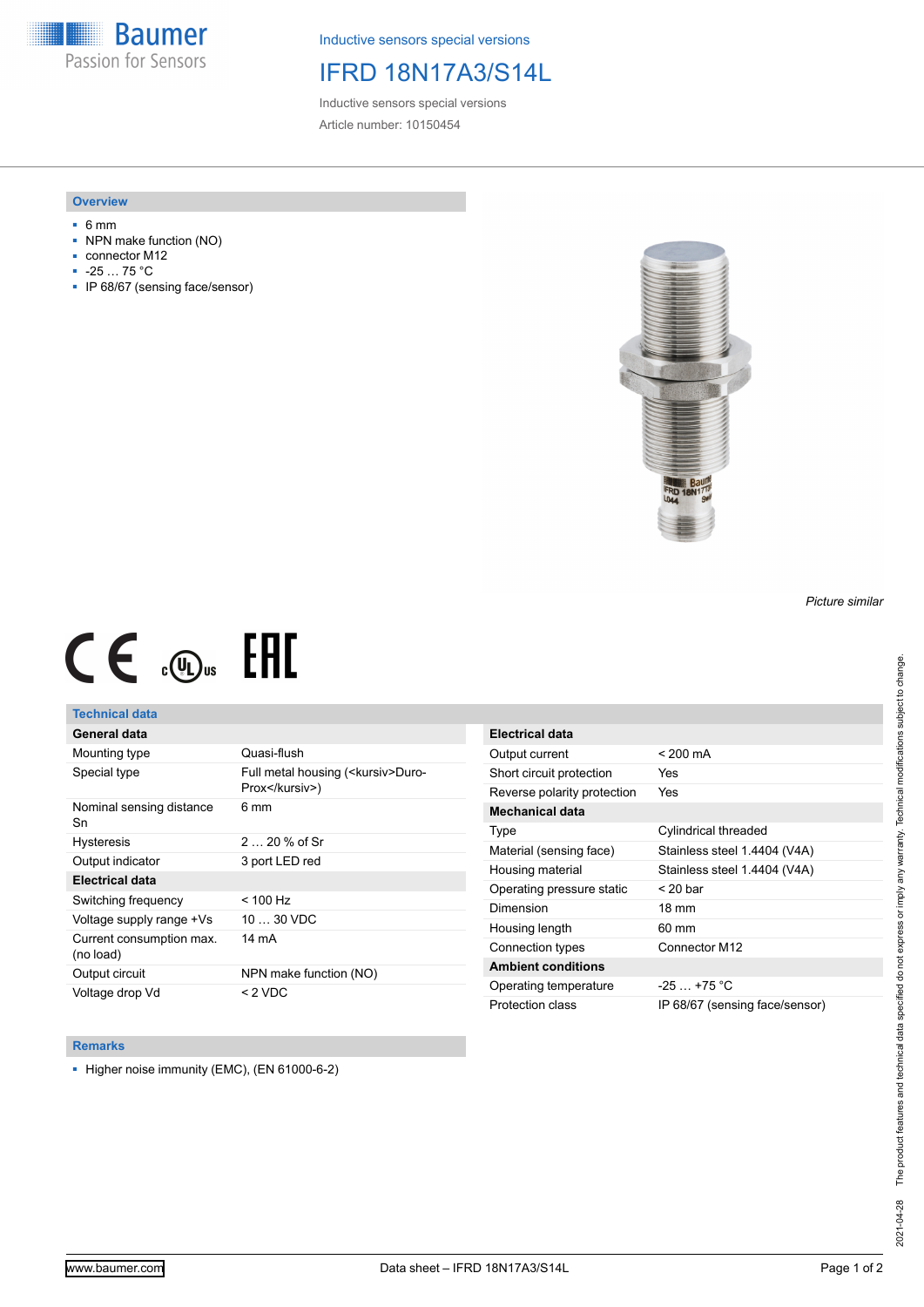Inductive sensors special versions

# IFRD 18N17A3/S14L

Inductive sensors special versions

Article number: 10150454

## Overview

- 6 mm
- NPN make function (NO)
- connector M12
- -25 … 75 °C
- IP 68/67 (sensing face/sensor)

*Picture similar*

## Technical data

| General data | |
|---|---|
| Mounting type | Quasi-flush |
| Special type | Full metal housing (<kursiv>Duro-Prox</kursiv>) |
| Nominal sensing distance Sn | 6 mm |
| Hysteresis | 2 … 20 % of Sr |
| Output indicator | 3 port LED red |
| **Electrical data** | |
| Switching frequency | < 100 Hz |
| Voltage supply range +Vs | 10 … 30 VDC |
| Current consumption max. (no load) | 14 mA |
| Output circuit | NPN make function (NO) |
| Voltage drop Vd | < 2 VDC |

| Electrical data | |
|---|---|
| Output current | < 200 mA |
| Short circuit protection | Yes |
| Reverse polarity protection | Yes |
| **Mechanical data** | |
| Type | Cylindrical threaded |
| Material (sensing face) | Stainless steel 1.4404 (V4A) |
| Housing material | Stainless steel 1.4404 (V4A) |
| Operating pressure static | < 20 bar |
| Dimension | 18 mm |
| Housing length | 60 mm |
| Connection types | Connector M12 |
| **Ambient conditions** | |
| Operating temperature | -25 … +75 °C |
| Protection class | IP 68/67 (sensing face/sensor) |

## Remarks

- Higher noise immunity (EMC), (EN 61000-6-2)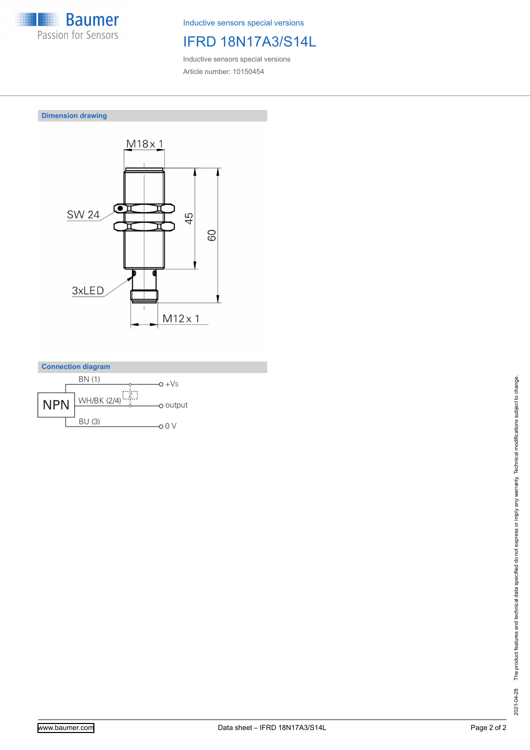Inductive sensors special versions

# IFRD 18N17A3/S14L

Inductive sensors special versions

Article number: 10150454

## Dimension drawing

M18 x 1

SW 24

45

60

3xLED

M12 x 1

## Connection diagram

NPN

BN (1)

+Vs

WH/BK (2/4)

Z

output

BU (3)

0 V

2021-04-28 The product features and technical data specified do not express or imply any warranty. Technical modifications subject to change.